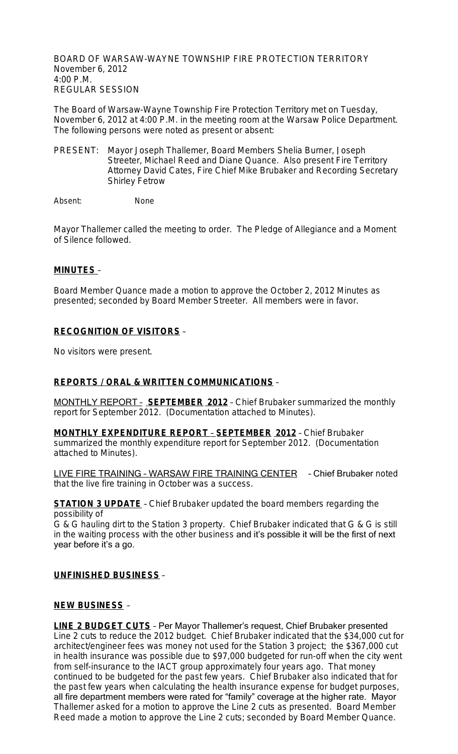BOARD OF WARSAW-WAYNE TOWNSHIP FIRE PROTECTION TERRITORY
November 6, 2012
4:00 P.M.
REGULAR SESSION

The Board of Warsaw-Wayne Township Fire Protection Territory met on Tuesday, November 6, 2012 at 4:00 P.M. in the meeting room at the Warsaw Police Department. The following persons were noted as present or absent:

PRESENT: Mayor Joseph Thallemer, Board Members Shelia Burner, Joseph Streeter, Michael Reed and Diane Quance. Also present Fire Territory Attorney David Cates, Fire Chief Mike Brubaker and Recording Secretary Shirley Fetrow

Absent: None

Mayor Thallemer called the meeting to order. The Pledge of Allegiance and a Moment of Silence followed.

**MINUTES** –

Board Member Quance made a motion to approve the October 2, 2012 Minutes as presented; seconded by Board Member Streeter. All members were in favor.

**RECOGNITION OF VISITORS** –

No visitors were present.

**REPORTS / ORAL & WRITTEN COMMUNICATIONS** –

MONTHLY REPORT – **SEPTEMBER 2012** – Chief Brubaker summarized the monthly report for September 2012. (Documentation attached to Minutes).

**MONTHLY EXPENDITURE REPORT – SEPTEMBER 2012** – Chief Brubaker summarized the monthly expenditure report for September 2012. (Documentation attached to Minutes).

LIVE FIRE TRAINING – WARSAW FIRE TRAINING CENTER – Chief Brubaker noted that the live fire training in October was a success.

**STATION 3 UPDATE** – Chief Brubaker updated the board members regarding the possibility of
G & G hauling dirt to the Station 3 property. Chief Brubaker indicated that G & G is still in the waiting process with the other business and it's possible it will be the first of next year before it's a go.

**UNFINISHED BUSINESS** –

**NEW BUSINESS** –

**LINE 2 BUDGET CUTS** – Per Mayor Thallemer's request, Chief Brubaker presented Line 2 cuts to reduce the 2012 budget. Chief Brubaker indicated that the $34,000 cut for architect/engineer fees was money not used for the Station 3 project; the $367,000 cut in health insurance was possible due to $97,000 budgeted for run-off when the city went from self-insurance to the IACT group approximately four years ago. That money continued to be budgeted for the past few years. Chief Brubaker also indicated that for the past few years when calculating the health insurance expense for budget purposes, all fire department members were rated for "family" coverage at the higher rate. Mayor Thallemer asked for a motion to approve the Line 2 cuts as presented. Board Member Reed made a motion to approve the Line 2 cuts; seconded by Board Member Quance.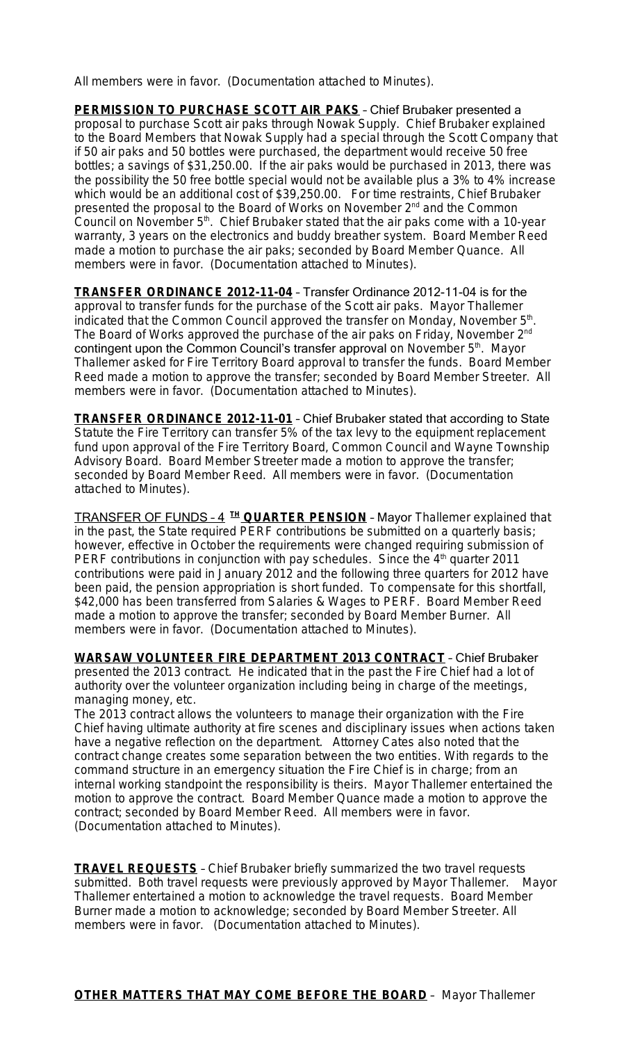All members were in favor. (Documentation attached to Minutes).

**PERMISSION TO PURCHASE SCOTT AIR PAKS** – Chief Brubaker presented a proposal to purchase Scott air paks through Nowak Supply. Chief Brubaker explained to the Board Members that Nowak Supply had a special through the Scott Company that if 50 air paks and 50 bottles were purchased, the department would receive 50 free bottles; a savings of $31,250.00. If the air paks would be purchased in 2013, there was the possibility the 50 free bottle special would not be available plus a 3% to 4% increase which would be an additional cost of $39,250.00. For time restraints, Chief Brubaker presented the proposal to the Board of Works on November 2nd and the Common Council on November 5th. Chief Brubaker stated that the air paks come with a 10-year warranty, 3 years on the electronics and buddy breather system. Board Member Reed made a motion to purchase the air paks; seconded by Board Member Quance. All members were in favor. (Documentation attached to Minutes).

**TRANSFER ORDINANCE 2012-11-04** – Transfer Ordinance 2012-11-04 is for the approval to transfer funds for the purchase of the Scott air paks. Mayor Thallemer indicated that the Common Council approved the transfer on Monday, November 5th. The Board of Works approved the purchase of the air paks on Friday, November 2nd contingent upon the Common Council's transfer approval on November 5th. Mayor Thallemer asked for Fire Territory Board approval to transfer the funds. Board Member Reed made a motion to approve the transfer; seconded by Board Member Streeter. All members were in favor. (Documentation attached to Minutes).

**TRANSFER ORDINANCE 2012-11-01** – Chief Brubaker stated that according to State Statute the Fire Territory can transfer 5% of the tax levy to the equipment replacement fund upon approval of the Fire Territory Board, Common Council and Wayne Township Advisory Board. Board Member Streeter made a motion to approve the transfer; seconded by Board Member Reed. All members were in favor. (Documentation attached to Minutes).

**TRANSFER OF FUNDS – 4TH QUARTER PENSION** – Mayor Thallemer explained that in the past, the State required PERF contributions be submitted on a quarterly basis; however, effective in October the requirements were changed requiring submission of PERF contributions in conjunction with pay schedules. Since the 4th quarter 2011 contributions were paid in January 2012 and the following three quarters for 2012 have been paid, the pension appropriation is short funded. To compensate for this shortfall, $42,000 has been transferred from Salaries & Wages to PERF. Board Member Reed made a motion to approve the transfer; seconded by Board Member Burner. All members were in favor. (Documentation attached to Minutes).

**WARSAW VOLUNTEER FIRE DEPARTMENT 2013 CONTRACT** – Chief Brubaker presented the 2013 contract. He indicated that in the past the Fire Chief had a lot of authority over the volunteer organization including being in charge of the meetings, managing money, etc.

The 2013 contract allows the volunteers to manage their organization with the Fire Chief having ultimate authority at fire scenes and disciplinary issues when actions taken have a negative reflection on the department. Attorney Cates also noted that the contract change creates some separation between the two entities. With regards to the command structure in an emergency situation the Fire Chief is in charge; from an internal working standpoint the responsibility is theirs. Mayor Thallemer entertained the motion to approve the contract. Board Member Quance made a motion to approve the contract; seconded by Board Member Reed. All members were in favor. (Documentation attached to Minutes).

**TRAVEL REQUESTS** – Chief Brubaker briefly summarized the two travel requests submitted. Both travel requests were previously approved by Mayor Thallemer. Mayor Thallemer entertained a motion to acknowledge the travel requests. Board Member Burner made a motion to acknowledge; seconded by Board Member Streeter. All members were in favor. (Documentation attached to Minutes).

**OTHER MATTERS THAT MAY COME BEFORE THE BOARD** – Mayor Thallemer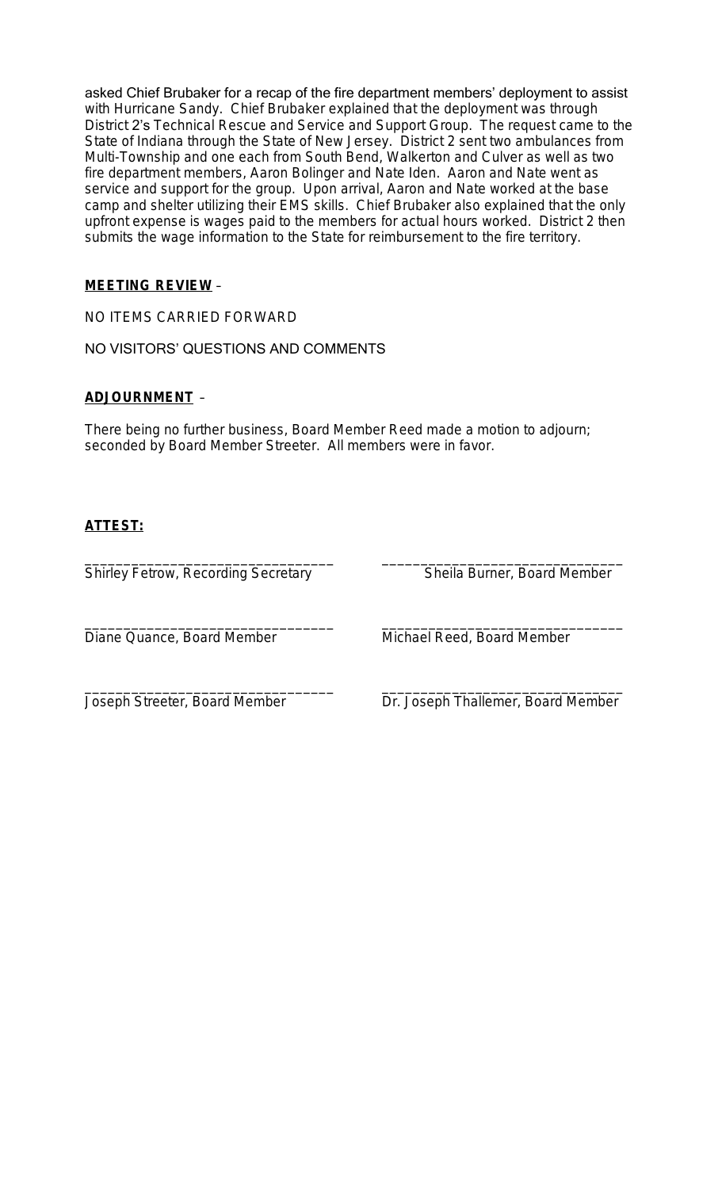asked Chief Brubaker for a recap of the fire department members' deployment to assist with Hurricane Sandy. Chief Brubaker explained that the deployment was through District 2's Technical Rescue and Service and Support Group. The request came to the State of Indiana through the State of New Jersey. District 2 sent two ambulances from Multi-Township and one each from South Bend, Walkerton and Culver as well as two fire department members, Aaron Bolinger and Nate Iden. Aaron and Nate went as service and support for the group. Upon arrival, Aaron and Nate worked at the base camp and shelter utilizing their EMS skills. Chief Brubaker also explained that the only upfront expense is wages paid to the members for actual hours worked. District 2 then submits the wage information to the State for reimbursement to the fire territory.

**MEETING REVIEW** –

NO ITEMS CARRIED FORWARD

NO VISITORS' QUESTIONS AND COMMENTS

**ADJOURNMENT** –

There being no further business, Board Member Reed made a motion to adjourn; seconded by Board Member Streeter. All members were in favor.

**ATTEST:**

| | |
|---|---|
| ________________________________ | ________________________________ |
| Shirley Fetrow, Recording Secretary | Sheila Burner, Board Member |
| ________________________________ | ________________________________ |
| Diane Quance, Board Member | Michael Reed, Board Member |
| ________________________________ | ________________________________ |
| Joseph Streeter, Board Member | Dr. Joseph Thallemer, Board Member |